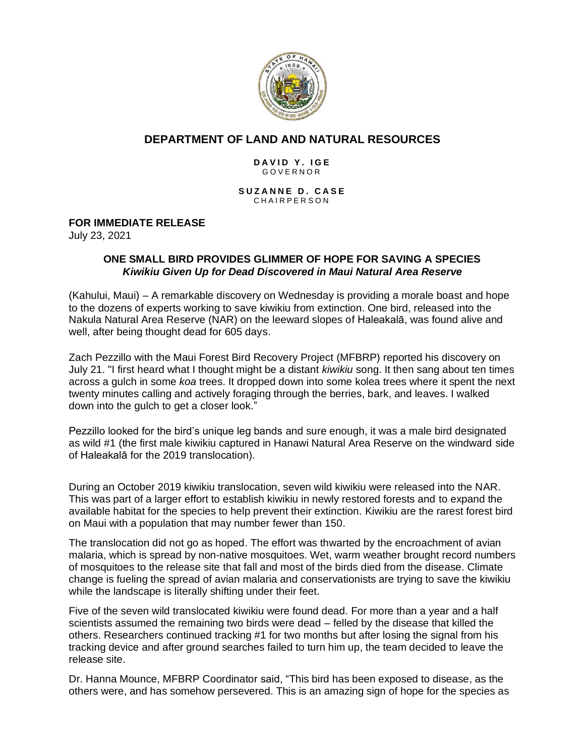# DEPARTMENT OF LAND AND NATURAL RESOURCES

**DAVID Y. IGE**
GOVERNOR

**SUZANNE D. CASE**
CHAIRPERSON

**FOR IMMEDIATE RELEASE**
July 23, 2021

## ONE SMALL BIRD PROVIDES GLIMMER OF HOPE FOR SAVING A SPECIES
### *Kiwikiu Given Up for Dead Discovered in Maui Natural Area Reserve*

(Kahului, Maui) – A remarkable discovery on Wednesday is providing a morale boast and hope to the dozens of experts working to save kiwikiu from extinction. One bird, released into the Nakula Natural Area Reserve (NAR) on the leeward slopes of Haleakalā, was found alive and well, after being thought dead for 605 days.

Zach Pezzillo with the Maui Forest Bird Recovery Project (MFBRP) reported his discovery on July 21. "I first heard what I thought might be a distant *kiwikiu* song. It then sang about ten times across a gulch in some *koa* trees. It dropped down into some kolea trees where it spent the next twenty minutes calling and actively foraging through the berries, bark, and leaves. I walked down into the gulch to get a closer look."

Pezzillo looked for the bird's unique leg bands and sure enough, it was a male bird designated as wild #1 (the first male kiwikiu captured in Hanawi Natural Area Reserve on the windward side of Haleakalā for the 2019 translocation).

During an October 2019 kiwikiu translocation, seven wild kiwikiu were released into the NAR. This was part of a larger effort to establish kiwikiu in newly restored forests and to expand the available habitat for the species to help prevent their extinction. Kiwikiu are the rarest forest bird on Maui with a population that may number fewer than 150.

The translocation did not go as hoped. The effort was thwarted by the encroachment of avian malaria, which is spread by non-native mosquitoes. Wet, warm weather brought record numbers of mosquitoes to the release site that fall and most of the birds died from the disease. Climate change is fueling the spread of avian malaria and conservationists are trying to save the kiwikiu while the landscape is literally shifting under their feet.

Five of the seven wild translocated kiwikiu were found dead. For more than a year and a half scientists assumed the remaining two birds were dead – felled by the disease that killed the others. Researchers continued tracking #1 for two months but after losing the signal from his tracking device and after ground searches failed to turn him up, the team decided to leave the release site.

Dr. Hanna Mounce, MFBRP Coordinator said, "This bird has been exposed to disease, as the others were, and has somehow persevered. This is an amazing sign of hope for the species as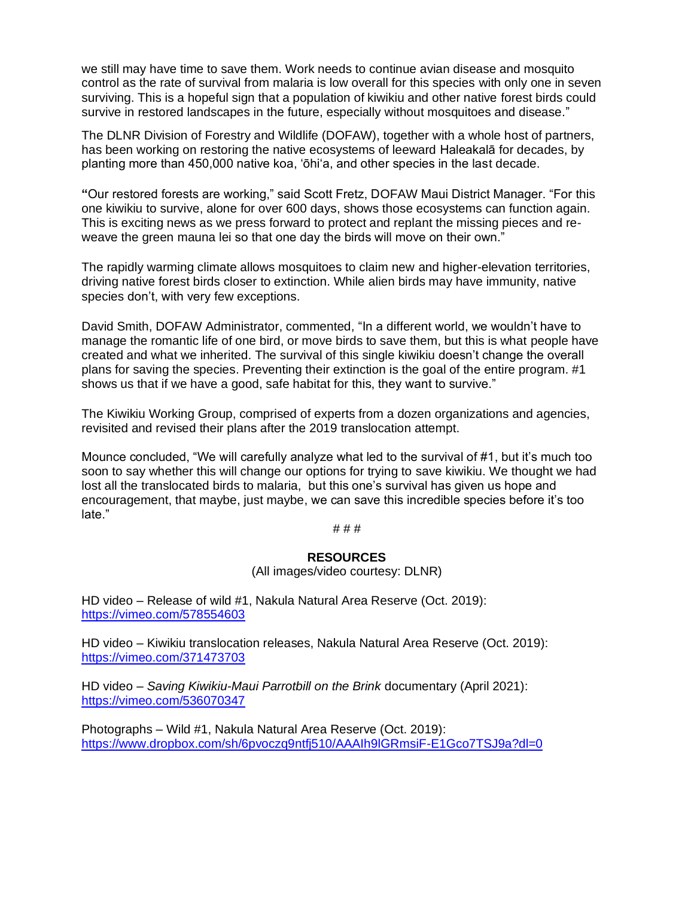we still may have time to save them. Work needs to continue avian disease and mosquito control as the rate of survival from malaria is low overall for this species with only one in seven surviving. This is a hopeful sign that a population of kiwikiu and other native forest birds could survive in restored landscapes in the future, especially without mosquitoes and disease."

The DLNR Division of Forestry and Wildlife (DOFAW), together with a whole host of partners, has been working on restoring the native ecosystems of leeward Haleakalā for decades, by planting more than 450,000 native koa, ʻōhiʻa, and other species in the last decade.

"Our restored forests are working," said Scott Fretz, DOFAW Maui District Manager. "For this one kiwikiu to survive, alone for over 600 days, shows those ecosystems can function again. This is exciting news as we press forward to protect and replant the missing pieces and re-weave the green mauna lei so that one day the birds will move on their own."

The rapidly warming climate allows mosquitoes to claim new and higher-elevation territories, driving native forest birds closer to extinction. While alien birds may have immunity, native species don't, with very few exceptions.

David Smith, DOFAW Administrator, commented, "In a different world, we wouldn't have to manage the romantic life of one bird, or move birds to save them, but this is what people have created and what we inherited. The survival of this single kiwikiu doesn't change the overall plans for saving the species. Preventing their extinction is the goal of the entire program. #1 shows us that if we have a good, safe habitat for this, they want to survive."

The Kiwikiu Working Group, comprised of experts from a dozen organizations and agencies, revisited and revised their plans after the 2019 translocation attempt.

Mounce concluded, "We will carefully analyze what led to the survival of #1, but it's much too soon to say whether this will change our options for trying to save kiwikiu. We thought we had lost all the translocated birds to malaria, but this one's survival has given us hope and encouragement, that maybe, just maybe, we can save this incredible species before it's too late."

# # #

**RESOURCES**

(All images/video courtesy: DLNR)

HD video – Release of wild #1, Nakula Natural Area Reserve (Oct. 2019):
https://vimeo.com/578554603

HD video – Kiwikiu translocation releases, Nakula Natural Area Reserve (Oct. 2019):
https://vimeo.com/371473703

HD video – *Saving Kiwikiu-Maui Parrotbill on the Brink* documentary (April 2021):
https://vimeo.com/536070347

Photographs – Wild #1, Nakula Natural Area Reserve (Oct. 2019):
https://www.dropbox.com/sh/6pvoczq9ntfj510/AAAIh9lGRmsiF-E1Gco7TSJ9a?dl=0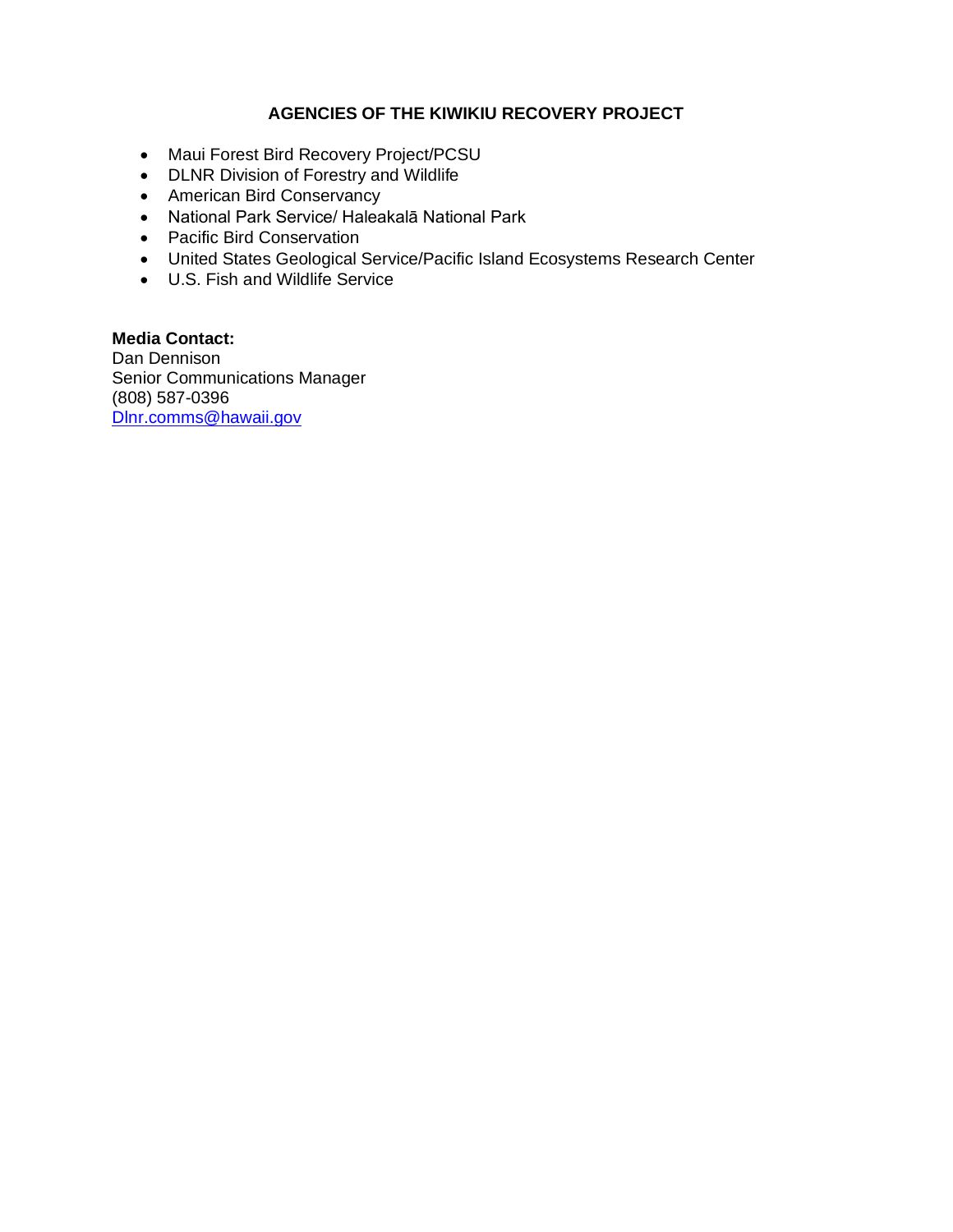**AGENCIES OF THE KIWIKIU RECOVERY PROJECT**

- Maui Forest Bird Recovery Project/PCSU
- DLNR Division of Forestry and Wildlife
- American Bird Conservancy
- National Park Service/ Haleakalā National Park
- Pacific Bird Conservation
- United States Geological Service/Pacific Island Ecosystems Research Center
- U.S. Fish and Wildlife Service

**Media Contact:**
Dan Dennison
Senior Communications Manager
(808) 587-0396
Dlnr.comms@hawaii.gov